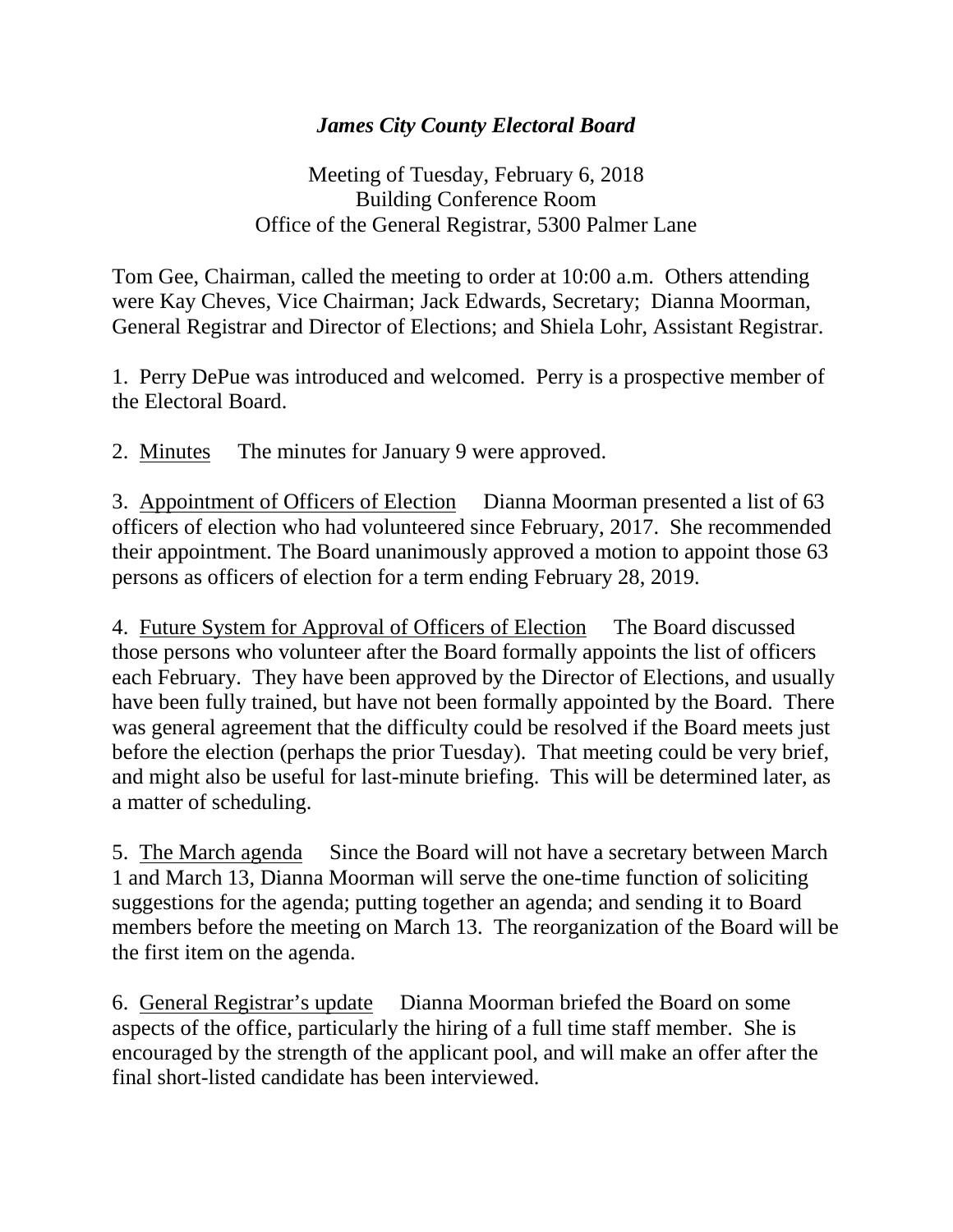# *James City County Electoral Board*

Meeting of Tuesday, February 6, 2018
Building Conference Room
Office of the General Registrar, 5300 Palmer Lane

Tom Gee, Chairman, called the meeting to order at 10:00 a.m. Others attending were Kay Cheves, Vice Chairman; Jack Edwards, Secretary; Dianna Moorman, General Registrar and Director of Elections; and Shiela Lohr, Assistant Registrar.

1. Perry DePue was introduced and welcomed. Perry is a prospective member of the Electoral Board.

2. <u>Minutes</u> The minutes for January 9 were approved.

3. <u>Appointment of Officers of Election</u> Dianna Moorman presented a list of 63 officers of election who had volunteered since February, 2017. She recommended their appointment. The Board unanimously approved a motion to appoint those 63 persons as officers of election for a term ending February 28, 2019.

4. <u>Future System for Approval of Officers of Election</u> The Board discussed those persons who volunteer after the Board formally appoints the list of officers each February. They have been approved by the Director of Elections, and usually have been fully trained, but have not been formally appointed by the Board. There was general agreement that the difficulty could be resolved if the Board meets just before the election (perhaps the prior Tuesday). That meeting could be very brief, and might also be useful for last-minute briefing. This will be determined later, as a matter of scheduling.

5. <u>The March agenda</u> Since the Board will not have a secretary between March 1 and March 13, Dianna Moorman will serve the one-time function of soliciting suggestions for the agenda; putting together an agenda; and sending it to Board members before the meeting on March 13. The reorganization of the Board will be the first item on the agenda.

6. <u>General Registrar's update</u> Dianna Moorman briefed the Board on some aspects of the office, particularly the hiring of a full time staff member. She is encouraged by the strength of the applicant pool, and will make an offer after the final short-listed candidate has been interviewed.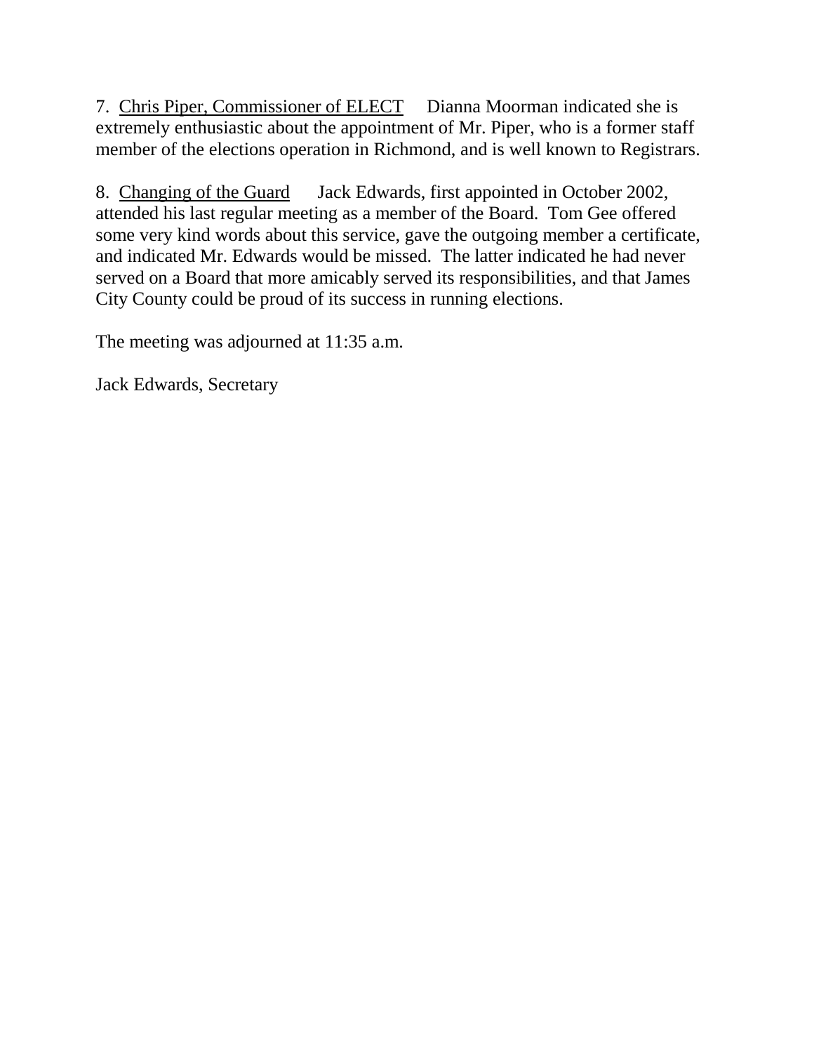7. <u>Chris Piper, Commissioner of ELECT</u>     Dianna Moorman indicated she is extremely enthusiastic about the appointment of Mr. Piper, who is a former staff member of the elections operation in Richmond, and is well known to Registrars.

8. <u>Changing of the Guard</u>     Jack Edwards, first appointed in October 2002, attended his last regular meeting as a member of the Board. Tom Gee offered some very kind words about this service, gave the outgoing member a certificate, and indicated Mr. Edwards would be missed. The latter indicated he had never served on a Board that more amicably served its responsibilities, and that James City County could be proud of its success in running elections.

The meeting was adjourned at 11:35 a.m.

Jack Edwards, Secretary